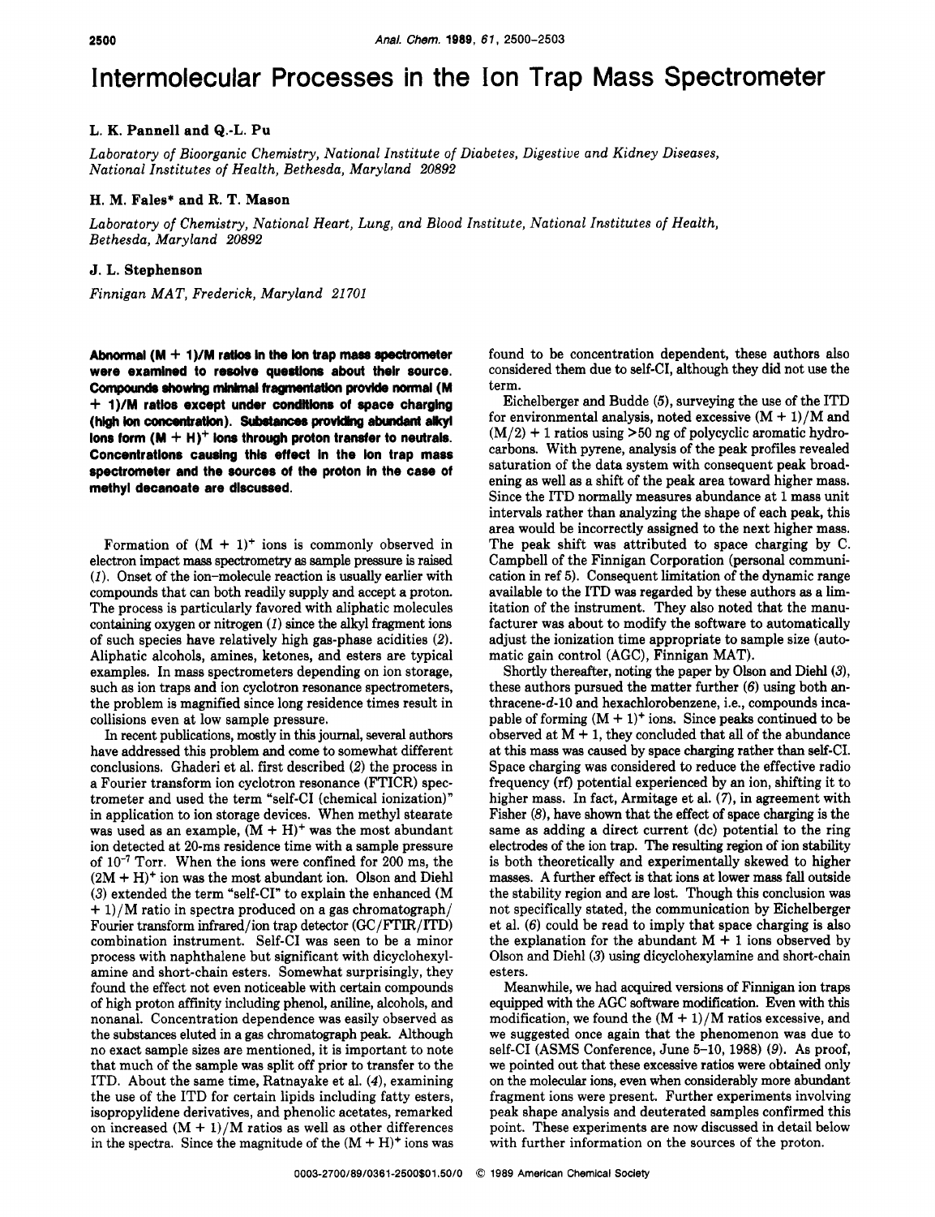# Intermolecular Processes in the Ion Trap Mass Spectrometer

**L. K. Pannell and Q.-L. Pu**

*Laboratory of Bioorganic Chemistry, National Institute of Diabetes, Digestive and Kidney Diseases, National Institutes of Health, Bethesda, Maryland 20892*

**H. M. Fales* and R. T. Mason**

*Laboratory of Chemistry, National Heart, Lung, and Blood Institute, National Institutes of Health, Bethesda, Maryland 20892*

**J. L. Stephenson**

*Finnigan MAT, Frederick, Maryland 21701*

**Abnormal (M + 1)/M ratios in the ion trap mass spectrometer were examined to resolve questions about their source. Compounds showing minimal fragmentation provide normal (M + 1)/M ratios except under conditions of space charging (high ion concentration). Substances providing abundant alkyl ions form $(M + H)^+$ ions through proton transfer to neutrals. Concentrations causing this effect in the ion trap mass spectrometer and the sources of the proton in the case of methyl decanoate are discussed.**

Formation of $(M + 1)^+$ ions is commonly observed in electron impact mass spectrometry as sample pressure is raised (*1*). Onset of the ion–molecule reaction is usually earlier with compounds that can both readily supply and accept a proton. The process is particularly favored with aliphatic molecules containing oxygen or nitrogen (*1*) since the alkyl fragment ions of such species have relatively high gas-phase acidities (*2*). Aliphatic alcohols, amines, ketones, and esters are typical examples. In mass spectrometers depending on ion storage, such as ion traps and ion cyclotron resonance spectrometers, the problem is magnified since long residence times result in collisions even at low sample pressure.

In recent publications, mostly in this journal, several authors have addressed this problem and come to somewhat different conclusions. Ghaderi et al. first described (*2*) the process in a Fourier transform ion cyclotron resonance (FTICR) spectrometer and used the term "self-CI (chemical ionization)" in application to ion storage devices. When methyl stearate was used as an example, $(M + H)^+$ was the most abundant ion detected at 20-ms residence time with a sample pressure of $10^{-7}$ Torr. When the ions were confined for 200 ms, the $(2M + H)^+$ ion was the most abundant ion. Olson and Diehl (*3*) extended the term "self-CI" to explain the enhanced (M + 1)/M ratio in spectra produced on a gas chromatograph/Fourier transform infrared/ion trap detector (GC/FTIR/ITD) combination instrument. Self-CI was seen to be a minor process with naphthalene but significant with dicyclohexylamine and short-chain esters. Somewhat surprisingly, they found the effect not even noticeable with certain compounds of high proton affinity including phenol, aniline, alcohols, and nonanal. Concentration dependence was easily observed as the substances eluted in a gas chromatograph peak. Although no exact sample sizes are mentioned, it is important to note that much of the sample was split off prior to transfer to the ITD. About the same time, Ratnayake et al. (*4*), examining the use of the ITD for certain lipids including fatty esters, isopropylidene derivatives, and phenolic acetates, remarked on increased (M + 1)/M ratios as well as other differences in the spectra. Since the magnitude of the $(M + H)^+$ ions was found to be concentration dependent, these authors also considered them due to self-CI, although they did not use the term.

Eichelberger and Budde (*5*), surveying the use of the ITD for environmental analysis, noted excessive (M + 1)/M and (M/2) + 1 ratios using >50 ng of polycyclic aromatic hydrocarbons. With pyrene, analysis of the peak profiles revealed saturation of the data system with consequent peak broadening as well as a shift of the peak area toward higher mass. Since the ITD normally measures abundance at 1 mass unit intervals rather than analyzing the shape of each peak, this area would be incorrectly assigned to the next higher mass. The peak shift was attributed to space charging by C. Campbell of the Finnigan Corporation (personal communication in ref 5). Consequent limitation of the dynamic range available to the ITD was regarded by these authors as a limitation of the instrument. They also noted that the manufacturer was about to modify the software to automatically adjust the ionization time appropriate to sample size (automatic gain control (AGC), Finnigan MAT).

Shortly thereafter, noting the paper by Olson and Diehl (*3*), these authors pursued the matter further (*6*) using both anthracene-*d*-10 and hexachlorobenzene, i.e., compounds incapable of forming $(M + 1)^+$ ions. Since peaks continued to be observed at M + 1, they concluded that all of the abundance at this mass was caused by space charging rather than self-CI. Space charging was considered to reduce the effective radio frequency (rf) potential experienced by an ion, shifting it to higher mass. In fact, Armitage et al. (*7*), in agreement with Fisher (*8*), have shown that the effect of space charging is the same as adding a direct current (dc) potential to the ring electrodes of the ion trap. The resulting region of ion stability is both theoretically and experimentally skewed to higher masses. A further effect is that ions at lower mass fall outside the stability region and are lost. Though this conclusion was not specifically stated, the communication by Eichelberger et al. (*6*) could be read to imply that space charging is also the explanation for the abundant M + 1 ions observed by Olson and Diehl (*3*) using dicyclohexylamine and short-chain esters.

Meanwhile, we had acquired versions of Finnigan ion traps equipped with the AGC software modification. Even with this modification, we found the (M + 1)/M ratios excessive, and we suggested once again that the phenomenon was due to self-CI (ASMS Conference, June 5–10, 1988) (*9*). As proof, we pointed out that these excessive ratios were obtained only on the molecular ions, even when considerably more abundant fragment ions were present. Further experiments involving peak shape analysis and deuterated samples confirmed this point. These experiments are now discussed in detail below with further information on the sources of the proton.

0003-2700/89/0361-2500$01.50/0 © 1989 American Chemical Society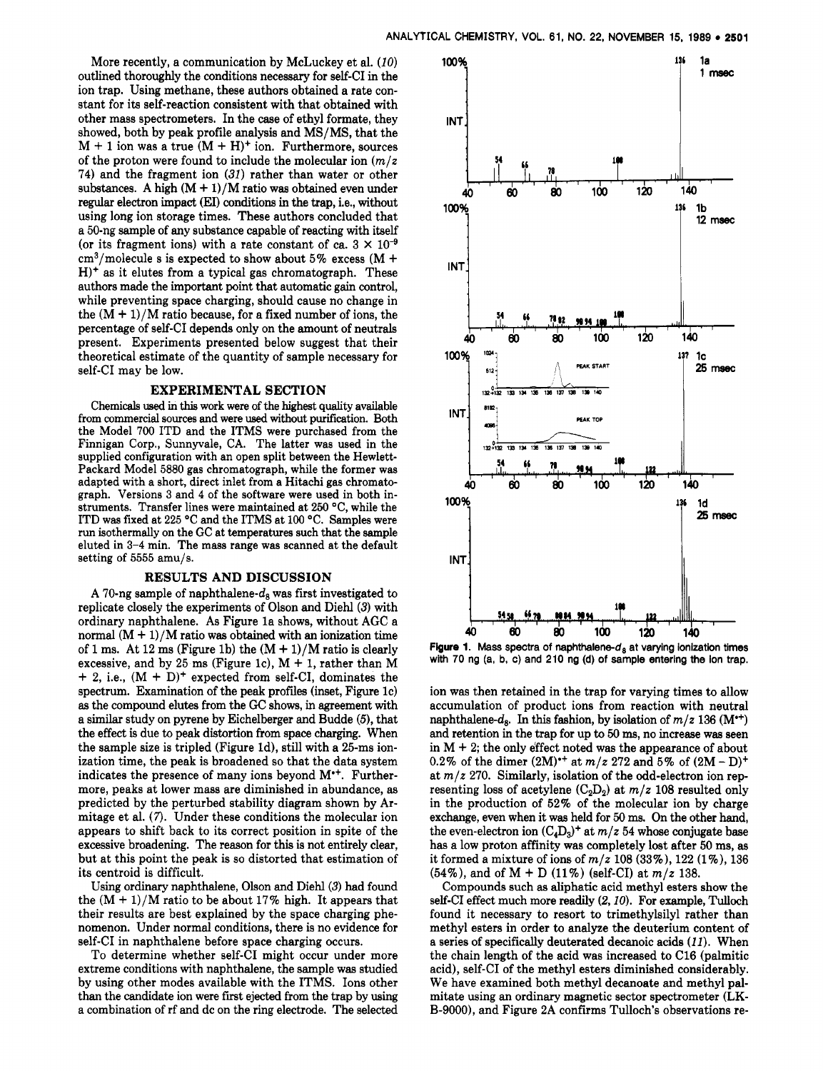More recently, a communication by McLuckey et al. (10) outlined thoroughly the conditions necessary for self-CI in the ion trap. Using methane, these authors obtained a rate constant for its self-reaction consistent with that obtained with other mass spectrometers. In the case of ethyl formate, they showed, both by peak profile analysis and MS/MS, that the M + 1 ion was a true $(M + H)^+$ ion. Furthermore, sources of the proton were found to include the molecular ion ($m/z$ 74) and the fragment ion (31) rather than water or other substances. A high $(M + 1)/M$ ratio was obtained even under regular electron impact (EI) conditions in the trap, i.e., without using long ion storage times. These authors concluded that a 50-ng sample of any substance capable of reacting with itself (or its fragment ions) with a rate constant of ca. $3 \times 10^{-9}$ cm$^3$/molecule s is expected to show about 5% excess $(M + H)^+$ as it elutes from a typical gas chromatograph. These authors made the important point that automatic gain control, while preventing space charging, should cause no change in the $(M + 1)/M$ ratio because, for a fixed number of ions, the percentage of self-CI depends only on the amount of neutrals present. Experiments presented below suggest that their theoretical estimate of the quantity of sample necessary for self-CI may be low.

## EXPERIMENTAL SECTION

Chemicals used in this work were of the highest quality available from commercial sources and were used without purification. Both the Model 700 ITD and the ITMS were purchased from the Finnigan Corp., Sunnyvale, CA. The latter was used in the supplied configuration with an open split between the Hewlett-Packard Model 5880 gas chromatograph, while the former was adapted with a short, direct inlet from a Hitachi gas chromatograph. Versions 3 and 4 of the software were used in both instruments. Transfer lines were maintained at 250 °C, while the ITD was fixed at 225 °C and the ITMS at 100 °C. Samples were run isothermally on the GC at temperatures such that the sample eluted in 3-4 min. The mass range was scanned at the default setting of 5555 amu/s.

## RESULTS AND DISCUSSION

A 70-ng sample of naphthalene-$d_8$ was first investigated to replicate closely the experiments of Olson and Diehl (3) with ordinary naphthalene. As Figure 1a shows, without AGC a normal $(M + 1)/M$ ratio was obtained with an ionization time of 1 ms. At 12 ms (Figure 1b) the $(M + 1)/M$ ratio is clearly excessive, and by 25 ms (Figure 1c), M + 1, rather than M + 2, i.e., $(M + D)^+$ expected from self-CI, dominates the spectrum. Examination of the peak profiles (inset, Figure 1c) as the compound elutes from the GC shows, in agreement with a similar study on pyrene by Eichelberger and Budde (5), that the effect is due to peak distortion from space charging. When the sample size is tripled (Figure 1d), still with a 25-ms ionization time, the peak is broadened so that the data system indicates the presence of many ions beyond $M^{•+}$. Furthermore, peaks at lower mass are diminished in abundance, as predicted by the perturbed stability diagram shown by Armitage et al. (7). Under these conditions the molecular ion appears to shift back to its correct position in spite of the excessive broadening. The reason for this is not entirely clear, but at this point the peak is so distorted that estimation of its centroid is difficult.

Using ordinary naphthalene, Olson and Diehl (3) had found the $(M + 1)/M$ ratio to be about 17% high. It appears that their results are best explained by the space charging phenomenon. Under normal conditions, there is no evidence for self-CI in naphthalene before space charging occurs.

To determine whether self-CI might occur under more extreme conditions with naphthalene, the sample was studied by using other modes available with the ITMS. Ions other than the candidate ion were first ejected from the trap by using a combination of rf and dc on the ring electrode. The selected ion was then retained in the trap for varying times to allow accumulation of product ions from reaction with neutral naphthalene-$d_8$. In this fashion, by isolation of $m/z$ 136 ($M^{•+}$) and retention in the trap for up to 50 ms, no increase was seen in M + 2; the only effect noted was the appearance of about 0.2% of the dimer $(2M)^{•+}$ at $m/z$ 272 and 5% of $(2M - D)^+$ at $m/z$ 270. Similarly, isolation of the odd-electron ion representing loss of acetylene ($C_2D_2$) at $m/z$ 108 resulted only in the production of 52% of the molecular ion by charge exchange, even when it was held for 50 ms. On the other hand, the even-electron ion $(C_4D_3)^+$ at $m/z$ 54 whose conjugate base has a low proton affinity was completely lost after 50 ms, as it formed a mixture of ions of $m/z$ 108 (33%), 122 (1%), 136 (54%), and of M + D (11%) (self-CI) at $m/z$ 138.

Compounds such as aliphatic acid methyl esters show the self-CI effect much more readily (2, 10). For example, Tulloch found it necessary to resort to trimethylsilyl rather than methyl esters in order to analyze the deuterium content of a series of specifically deuterated decanoic acids (11). When the chain length of the acid was increased to C16 (palmitic acid), self-CI of the methyl esters diminished considerably. We have examined both methyl decanoate and methyl palmitate using an ordinary magnetic sector spectrometer (LKB-9000), and Figure 2A confirms Tulloch's observations re-

**Figure 1.** Mass spectra of naphthalene-$d_8$ at varying ionization times with 70 ng (a, b, c) and 210 ng (d) of sample entering the ion trap.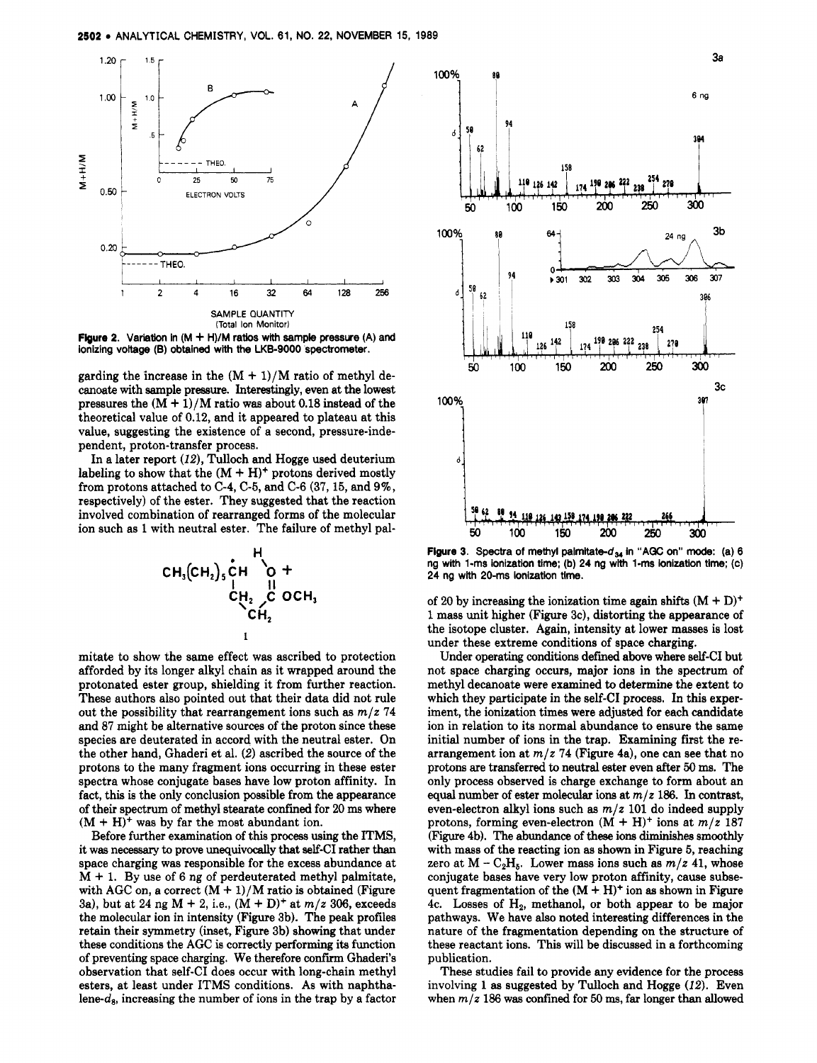**Figure 2.** Variation in (M + H)/M ratios with sample pressure (A) and ionizing voltage (B) obtained with the LKB-9000 spectrometer.

garding the increase in the (M + 1)/M ratio of methyl decanoate with sample pressure. Interestingly, even at the lowest pressures the (M + 1)/M ratio was about 0.18 instead of the theoretical value of 0.12, and it appeared to plateau at this value, suggesting the existence of a second, pressure-independent, proton-transfer process.

In a later report (12), Tulloch and Hogge used deuterium labeling to show that the $(M + H)^+$ protons derived mostly from protons attached to C-4, C-5, and C-6 (37, 15, and 9%, respectively) of the ester. They suggested that the reaction involved combination of rearranged forms of the molecular ion such as 1 with neutral ester. The failure of methyl palmitate to show the same effect was ascribed to protection afforded by its longer alkyl chain as it wrapped around the protonated ester group, shielding it from further reaction. These authors also pointed out that their data did not rule out the possibility that rearrangement ions such as $m/z$ 74 and 87 might be alternative sources of the proton since these species are deuterated in accord with the neutral ester. On the other hand, Ghaderi et al. (2) ascribed the source of the protons to the many fragment ions occurring in these ester spectra whose conjugate bases have low proton affinity. In fact, this is the only conclusion possible from the appearance of their spectrum of methyl stearate confined for 20 ms where $(M + H)^+$ was by far the most abundant ion.

Before further examination of this process using the ITMS, it was necessary to prove unequivocally that self-CI rather than space charging was responsible for the excess abundance at M + 1. By use of 6 ng of perdeuterated methyl palmitate, with AGC on, a correct (M + 1)/M ratio is obtained (Figure 3a), but at 24 ng M + 2, i.e., $(M + D)^+$ at $m/z$ 306, exceeds the molecular ion in intensity (Figure 3b). The peak profiles retain their symmetry (inset, Figure 3b) showing that under these conditions the AGC is correctly performing its function of preventing space charging. We therefore confirm Ghaderi's observation that self-CI does occur with long-chain methyl esters, at least under ITMS conditions. As with naphthalene-$d_8$, increasing the number of ions in the trap by a factor of 20 by increasing the ionization time again shifts $(M + D)^+$ 1 mass unit higher (Figure 3c), distorting the appearance of the isotope cluster. Again, intensity at lower masses is lost under these extreme conditions of space charging.

**Figure 3.** Spectra of methyl palmitate-$d_{34}$ in "AGC on" mode: (a) 6 ng with 1-ms ionization time; (b) 24 ng with 1-ms ionization time; (c) 24 ng with 20-ms ionization time.

Under operating conditions defined above where self-CI but not space charging occurs, major ions in the spectrum of methyl decanoate were examined to determine the extent to which they participate in the self-CI process. In this experiment, the ionization times were adjusted for each candidate ion in relation to its normal abundance to ensure the same initial number of ions in the trap. Examining first the rearrangement ion at $m/z$ 74 (Figure 4a), one can see that no protons are transferred to neutral ester even after 50 ms. The only process observed is charge exchange to form about an equal number of ester molecular ions at $m/z$ 186. In contrast, even-electron alkyl ions such as $m/z$ 101 do indeed supply protons, forming even-electron $(M + H)^+$ ions at $m/z$ 187 (Figure 4b). The abundance of these ions diminishes smoothly with mass of the reacting ion as shown in Figure 5, reaching zero at M – $C_2H_5$. Lower mass ions such as $m/z$ 41, whose conjugate bases have very low proton affinity, cause subsequent fragmentation of the $(M + H)^+$ ion as shown in Figure 4c. Losses of $H_2$, methanol, or both appear to be major pathways. We have also noted interesting differences in the nature of the fragmentation depending on the structure of these reactant ions. This will be discussed in a forthcoming publication.

These studies fail to provide any evidence for the process involving 1 as suggested by Tulloch and Hogge (12). Even when $m/z$ 186 was confined for 50 ms, far longer than allowed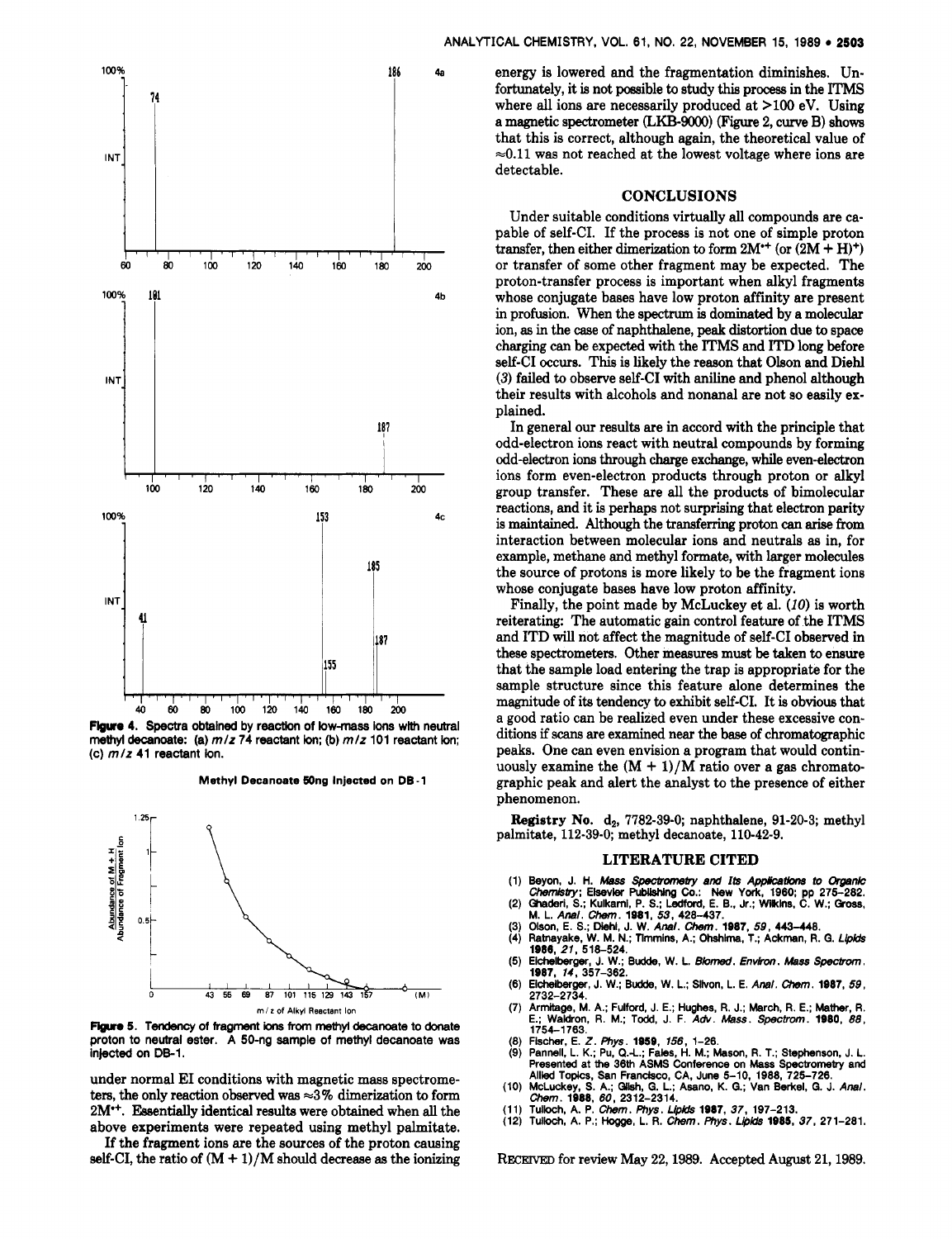100%

186

4a

74

INT

60 80 100 120 140 160 180 200

100%

101

4b

INT

187

100 120 140 160 180 200

100%

153

4c

185

INT

41

187

155

40 60 80 100 120 140 160 180 200

**Figure 4.** Spectra obtained by reaction of low-mass ions with neutral methyl decanoate: (a) $m/z$ 74 reactant ion; (b) $m/z$ 101 reactant ion; (c) $m/z$ 41 reactant ion.

Methyl Decanoate 50ng Injected on DB-1

1.25

1

0.5

0

Abundance of M + H / Abundance of Fragment Ion

43 55 69 87 101 115 129 143 157 (M)

m / z of Alkyl Reactant Ion

**Figure 5.** Tendency of fragment ions from methyl decanoate to donate proton to neutral ester. A 50-ng sample of methyl decanoate was injected on DB-1.

under normal EI conditions with magnetic mass spectrometers, the only reaction observed was ≈3% dimerization to form $2M^{•+}$. Essentially identical results were obtained when all the above experiments were repeated using methyl palmitate.

If the fragment ions are the sources of the proton causing self-CI, the ratio of $(M + 1)/M$ should decrease as the ionizing energy is lowered and the fragmentation diminishes. Unfortunately, it is not possible to study this process in the ITMS where all ions are necessarily produced at >100 eV. Using a magnetic spectrometer (LKB-9000) (Figure 2, curve B) shows that this is correct, although again, the theoretical value of ≈0.11 was not reached at the lowest voltage where ions are detectable.

## CONCLUSIONS

Under suitable conditions virtually all compounds are capable of self-CI. If the process is not one of simple proton transfer, then either dimerization to form $2M^{•+}$ (or $(2M + H)^+$) or transfer of some other fragment may be expected. The proton-transfer process is important when alkyl fragments whose conjugate bases have low proton affinity are present in profusion. When the spectrum is dominated by a molecular ion, as in the case of naphthalene, peak distortion due to space charging can be expected with the ITMS and ITD long before self-CI occurs. This is likely the reason that Olson and Diehl (3) failed to observe self-CI with aniline and phenol although their results with alcohols and nonanal are not so easily explained.

In general our results are in accord with the principle that odd-electron ions react with neutral compounds by forming odd-electron ions through charge exchange, while even-electron ions form even-electron products through proton or alkyl group transfer. These are all the products of bimolecular reactions, and it is perhaps not surprising that electron parity is maintained. Although the transferring proton can arise from interaction between molecular ions and neutrals as in, for example, methane and methyl formate, with larger molecules the source of protons is more likely to be the fragment ions whose conjugate bases have low proton affinity.

Finally, the point made by McLuckey et al. (10) is worth reiterating: The automatic gain control feature of the ITMS and ITD will not affect the magnitude of self-CI observed in these spectrometers. Other measures must be taken to ensure that the sample load entering the trap is appropriate for the sample structure since this feature alone determines the magnitude of its tendency to exhibit self-CI. It is obvious that a good ratio can be realized even under these excessive conditions if scans are examined near the base of chromatographic peaks. One can even envision a program that would continuously examine the $(M + 1)/M$ ratio over a gas chromatographic peak and alert the analyst to the presence of either phenomenon.

**Registry No.** $d_2$, 7782-39-0; naphthalene, 91-20-3; methyl palmitate, 112-39-0; methyl decanoate, 110-42-9.

## LITERATURE CITED

(1) Beyon, J. H. *Mass Spectrometry and Its Applications to Organic Chemistry*; Elsevier Publishing Co.: New York, 1960; pp 275–282.
(2) Ghaderi, S.; Kulkarni, P. S.; Ledford, E. B., Jr.; Wilkins, C. W.; Gross, M. L. *Anal. Chem.* **1981**, *53*, 428–437.
(3) Olson, E. S.; Diehl, J. W. *Anal. Chem.* **1987**, *59*, 443–448.
(4) Ratnayake, W. M. N.; Timmins, A.; Ohshima, T.; Ackman, R. G. *Lipids* **1986**, *21*, 518–524.
(5) Eichelberger, J. W.; Budde, W. L. *Biomed. Environ. Mass Spectrom.* **1987**, *14*, 357–362.
(6) Eichelberger, J. W.; Budde, W. L.; Slivon, L. E. *Anal. Chem.* **1987**, *59*, 2732–2734.
(7) Armitage, M. A.; Fulford, J. E.; Hughes, R. J.; March, R. E.; Mather, R. E.; Waldron, R. M.; Todd, J. F. *Adv. Mass. Spectrom.* **1980**, *88*, 1754–1763.
(8) Fischer, E. *Z. Phys.* **1959**, *156*, 1–26.
(9) Pannell, L. K.; Pu, Q.-L.; Fales, H. M.; Mason, R. T.; Stephenson, J. L. Presented at the 36th ASMS Conference on Mass Spectrometry and Allied Topics, San Francisco, CA, June 5–10, 1988, 725–726.
(10) McLuckey, S. A.; Glish, G. L.; Asano, K. G.; Van Berkel, G. J. *Anal. Chem.* **1988**, *60*, 2312–2314.
(11) Tulloch, A. P. *Chem. Phys. Lipids* **1987**, *37*, 197–213.
(12) Tulloch, A. P.; Hogge, L. R. *Chem. Phys. Lipids* **1985**, *37*, 271–281.

RECEIVED for review May 22, 1989. Accepted August 21, 1989.